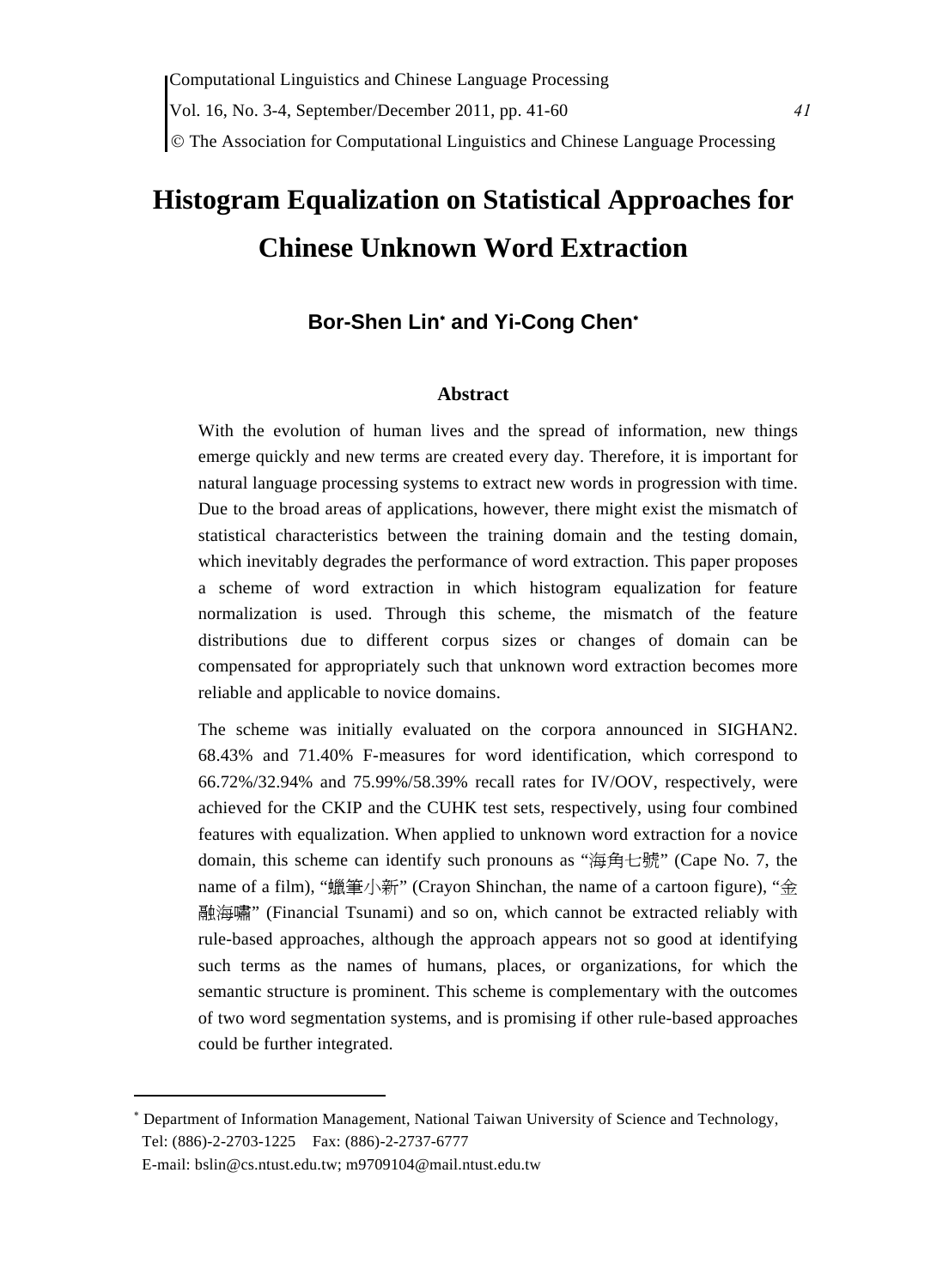# Histogram Equalization on Statistical Approaches for Chinese Unknown Word Extraction

**Bor-Shen Lin[∗] and Yi-Cong Chen[∗]**

## Abstract

With the evolution of human lives and the spread of information, new things emerge quickly and new terms are created every day. Therefore, it is important for natural language processing systems to extract new words in progression with time. Due to the broad areas of applications, however, there might exist the mismatch of statistical characteristics between the training domain and the testing domain, which inevitably degrades the performance of word extraction. This paper proposes a scheme of word extraction in which histogram equalization for feature normalization is used. Through this scheme, the mismatch of the feature distributions due to different corpus sizes or changes of domain can be compensated for appropriately such that unknown word extraction becomes more reliable and applicable to novice domains.

The scheme was initially evaluated on the corpora announced in SIGHAN2. 68.43% and 71.40% F-measures for word identification, which correspond to 66.72%/32.94% and 75.99%/58.39% recall rates for IV/OOV, respectively, were achieved for the CKIP and the CUHK test sets, respectively, using four combined features with equalization. When applied to unknown word extraction for a novice domain, this scheme can identify such pronouns as "海角七號" (Cape No. 7, the name of a film), "蠟筆小新" (Crayon Shinchan, the name of a cartoon figure), "金融海嘯" (Financial Tsunami) and so on, which cannot be extracted reliably with rule-based approaches, although the approach appears not so good at identifying such terms as the names of humans, places, or organizations, for which the semantic structure is prominent. This scheme is complementary with the outcomes of two word segmentation systems, and is promising if other rule-based approaches could be further integrated.

---

[∗] Department of Information Management, National Taiwan University of Science and Technology, Tel: (886)-2-2703-1225 Fax: (886)-2-2737-6777
E-mail: bslin@cs.ntust.edu.tw; m9709104@mail.ntust.edu.tw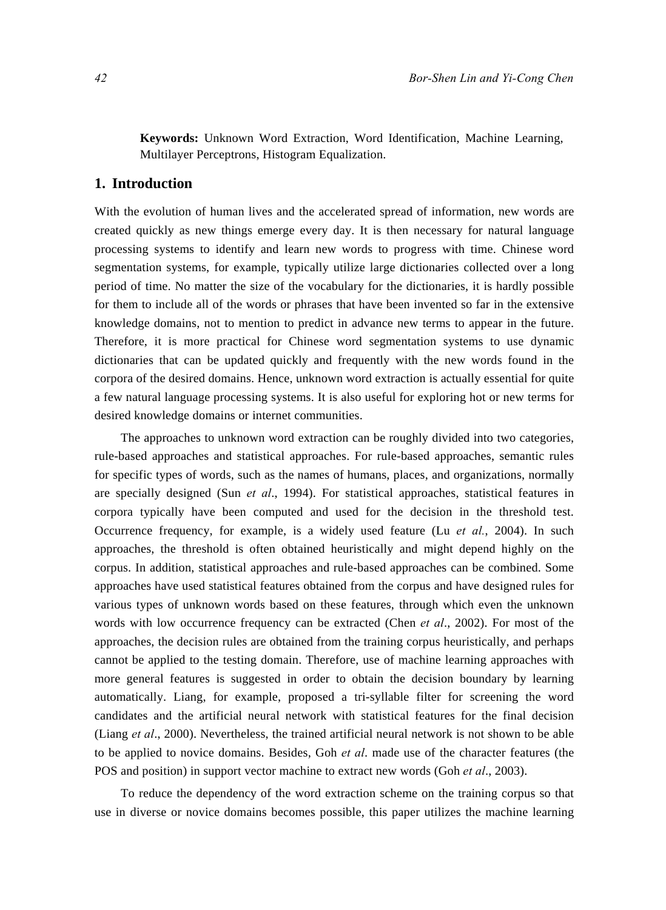**Keywords:** Unknown Word Extraction, Word Identification, Machine Learning, Multilayer Perceptrons, Histogram Equalization.

## 1. Introduction

With the evolution of human lives and the accelerated spread of information, new words are created quickly as new things emerge every day. It is then necessary for natural language processing systems to identify and learn new words to progress with time. Chinese word segmentation systems, for example, typically utilize large dictionaries collected over a long period of time. No matter the size of the vocabulary for the dictionaries, it is hardly possible for them to include all of the words or phrases that have been invented so far in the extensive knowledge domains, not to mention to predict in advance new terms to appear in the future. Therefore, it is more practical for Chinese word segmentation systems to use dynamic dictionaries that can be updated quickly and frequently with the new words found in the corpora of the desired domains. Hence, unknown word extraction is actually essential for quite a few natural language processing systems. It is also useful for exploring hot or new terms for desired knowledge domains or internet communities.

The approaches to unknown word extraction can be roughly divided into two categories, rule-based approaches and statistical approaches. For rule-based approaches, semantic rules for specific types of words, such as the names of humans, places, and organizations, normally are specially designed (Sun *et al*., 1994). For statistical approaches, statistical features in corpora typically have been computed and used for the decision in the threshold test. Occurrence frequency, for example, is a widely used feature (Lu *et al.*, 2004). In such approaches, the threshold is often obtained heuristically and might depend highly on the corpus. In addition, statistical approaches and rule-based approaches can be combined. Some approaches have used statistical features obtained from the corpus and have designed rules for various types of unknown words based on these features, through which even the unknown words with low occurrence frequency can be extracted (Chen *et al*., 2002). For most of the approaches, the decision rules are obtained from the training corpus heuristically, and perhaps cannot be applied to the testing domain. Therefore, use of machine learning approaches with more general features is suggested in order to obtain the decision boundary by learning automatically. Liang, for example, proposed a tri-syllable filter for screening the word candidates and the artificial neural network with statistical features for the final decision (Liang *et al*., 2000). Nevertheless, the trained artificial neural network is not shown to be able to be applied to novice domains. Besides, Goh *et al*. made use of the character features (the POS and position) in support vector machine to extract new words (Goh *et al*., 2003).

To reduce the dependency of the word extraction scheme on the training corpus so that use in diverse or novice domains becomes possible, this paper utilizes the machine learning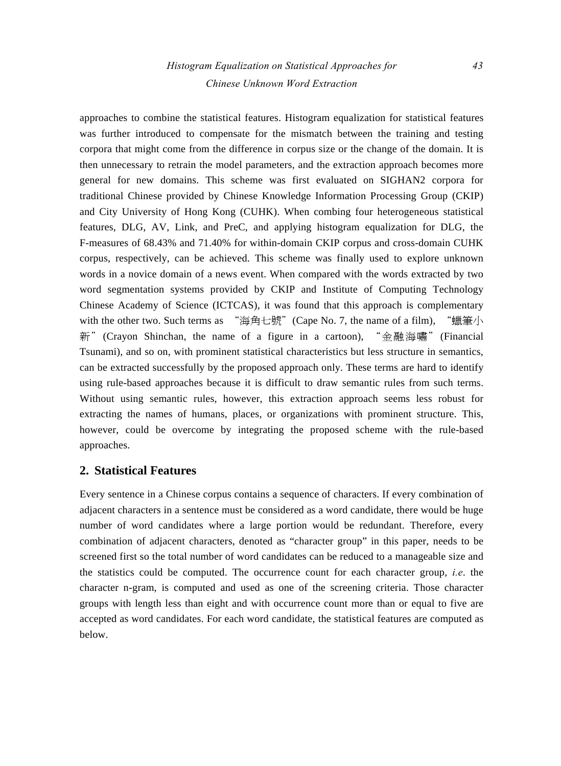approaches to combine the statistical features. Histogram equalization for statistical features was further introduced to compensate for the mismatch between the training and testing corpora that might come from the difference in corpus size or the change of the domain. It is then unnecessary to retrain the model parameters, and the extraction approach becomes more general for new domains. This scheme was first evaluated on SIGHAN2 corpora for traditional Chinese provided by Chinese Knowledge Information Processing Group (CKIP) and City University of Hong Kong (CUHK). When combing four heterogeneous statistical features, DLG, AV, Link, and PreC, and applying histogram equalization for DLG, the F-measures of 68.43% and 71.40% for within-domain CKIP corpus and cross-domain CUHK corpus, respectively, can be achieved. This scheme was finally used to explore unknown words in a novice domain of a news event. When compared with the words extracted by two word segmentation systems provided by CKIP and Institute of Computing Technology Chinese Academy of Science (ICTCAS), it was found that this approach is complementary with the other two. Such terms as "海角七號" (Cape No. 7, the name of a film), "蠟筆小新" (Crayon Shinchan, the name of a figure in a cartoon), "金融海嘯" (Financial Tsunami), and so on, with prominent statistical characteristics but less structure in semantics, can be extracted successfully by the proposed approach only. These terms are hard to identify using rule-based approaches because it is difficult to draw semantic rules from such terms. Without using semantic rules, however, this extraction approach seems less robust for extracting the names of humans, places, or organizations with prominent structure. This, however, could be overcome by integrating the proposed scheme with the rule-based approaches.

## 2. Statistical Features

Every sentence in a Chinese corpus contains a sequence of characters. If every combination of adjacent characters in a sentence must be considered as a word candidate, there would be huge number of word candidates where a large portion would be redundant. Therefore, every combination of adjacent characters, denoted as "character group" in this paper, needs to be screened first so the total number of word candidates can be reduced to a manageable size and the statistics could be computed. The occurrence count for each character group, *i.e*. the character n-gram, is computed and used as one of the screening criteria. Those character groups with length less than eight and with occurrence count more than or equal to five are accepted as word candidates. For each word candidate, the statistical features are computed as below.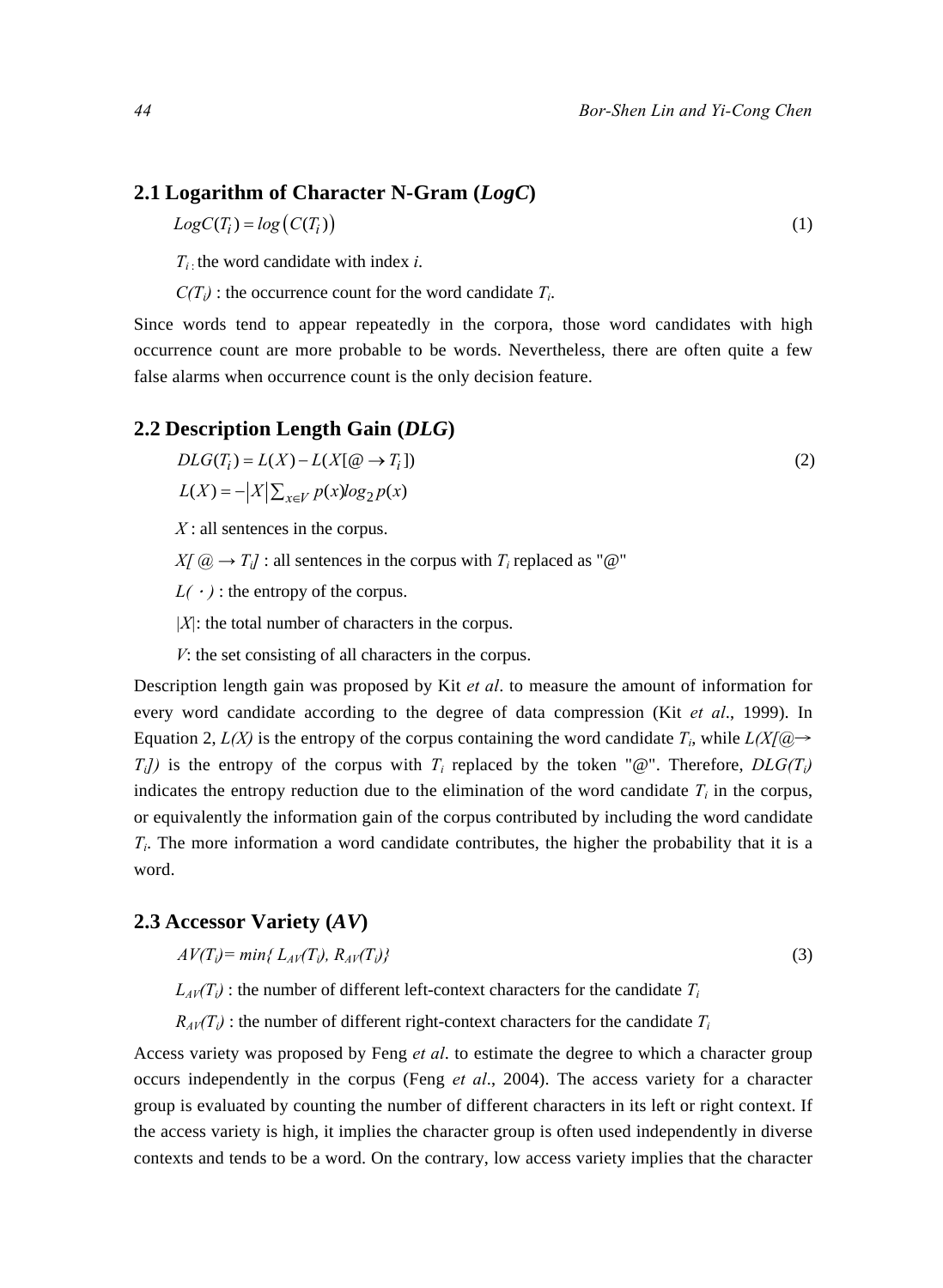## 2.1 Logarithm of Character N-Gram (*LogC*)

$$LogC(T_i) = log\left(C(T_i)\right) \tag{1}$$

$T_i$ : the word candidate with index *i*.

$C(T_i)$ : the occurrence count for the word candidate $T_i$.

Since words tend to appear repeatedly in the corpora, those word candidates with high occurrence count are more probable to be words. Nevertheless, there are often quite a few false alarms when occurrence count is the only decision feature.

## 2.2 Description Length Gain (*DLG*)

$$DLG(T_i) = L(X) - L(X[@ \rightarrow T_i]) \tag{2}$$

$$L(X) = -\left|X\right| \sum_{x \in V} p(x) log_2 p(x)$$

$X$ : all sentences in the corpus.

$X[@ \rightarrow T_i]$ : all sentences in the corpus with $T_i$ replaced as "@"

$L(\cdot)$ : the entropy of the corpus.

$|X|$: the total number of characters in the corpus.

$V$: the set consisting of all characters in the corpus.

Description length gain was proposed by Kit *et al*. to measure the amount of information for every word candidate according to the degree of data compression (Kit *et al*., 1999). In Equation 2, $L(X)$ is the entropy of the corpus containing the word candidate $T_i$, while $L(X[@ \rightarrow T_i])$ is the entropy of the corpus with $T_i$ replaced by the token "@". Therefore, $DLG(T_i)$ indicates the entropy reduction due to the elimination of the word candidate $T_i$ in the corpus, or equivalently the information gain of the corpus contributed by including the word candidate $T_i$. The more information a word candidate contributes, the higher the probability that it is a word.

## 2.3 Accessor Variety (*AV*)

$$AV(T_i) = min\{ L_{AV}(T_i), R_{AV}(T_i)\} \tag{3}$$

$L_{AV}(T_i)$ : the number of different left-context characters for the candidate $T_i$

$R_{AV}(T_i)$ : the number of different right-context characters for the candidate $T_i$

Access variety was proposed by Feng *et al*. to estimate the degree to which a character group occurs independently in the corpus (Feng *et al*., 2004). The access variety for a character group is evaluated by counting the number of different characters in its left or right context. If the access variety is high, it implies the character group is often used independently in diverse contexts and tends to be a word. On the contrary, low access variety implies that the character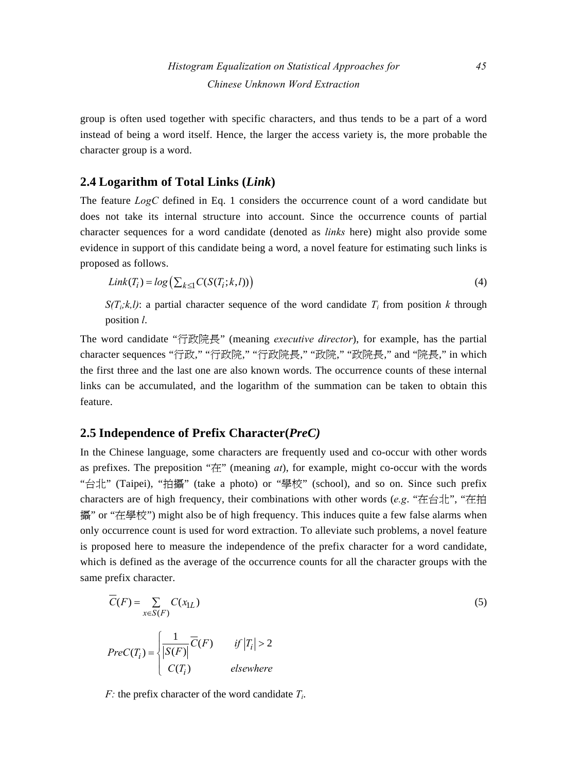group is often used together with specific characters, and thus tends to be a part of a word instead of being a word itself. Hence, the larger the access variety is, the more probable the character group is a word.

## 2.4 Logarithm of Total Links (*Link*)

The feature *LogC* defined in Eq. 1 considers the occurrence count of a word candidate but does not take its internal structure into account. Since the occurrence counts of partial character sequences for a word candidate (denoted as *links* here) might also provide some evidence in support of this candidate being a word, a novel feature for estimating such links is proposed as follows.

$$Link(T_i) = log\left(\sum_{k \leq 1} C(S(T_i;k,l))\right) \tag{4}$$

$S(T_i;k,l)$: a partial character sequence of the word candidate $T_i$ from position $k$ through position $l$.

The word candidate “行政院長” (meaning *executive director*), for example, has the partial character sequences “行政,” “行政院,” “行政院長,” “政院,” “政院長,” and “院長,” in which the first three and the last one are also known words. The occurrence counts of these internal links can be accumulated, and the logarithm of the summation can be taken to obtain this feature.

## 2.5 Independence of Prefix Character(*PreC)*

In the Chinese language, some characters are frequently used and co-occur with other words as prefixes. The preposition “在” (meaning *at*), for example, might co-occur with the words “台北” (Taipei), “拍攝” (take a photo) or “學校” (school), and so on. Since such prefix characters are of high frequency, their combinations with other words (*e.g*. “在台北”, “在拍攝” or “在學校”) might also be of high frequency. This induces quite a few false alarms when only occurrence count is used for word extraction. To alleviate such problems, a novel feature is proposed here to measure the independence of the prefix character for a word candidate, which is defined as the average of the occurrence counts for all the character groups with the same prefix character.

$$\overline{C}(F) = \sum_{x \in S(F)} C(x_{1L}) \tag{5}$$

$$PreC(T_i) = \begin{cases} \dfrac{1}{|S(F)|}\overline{C}(F) & if\ |T_i| > 2 \\ C(T_i) & elsewhere \end{cases}$$

*F:* the prefix character of the word candidate $T_i$.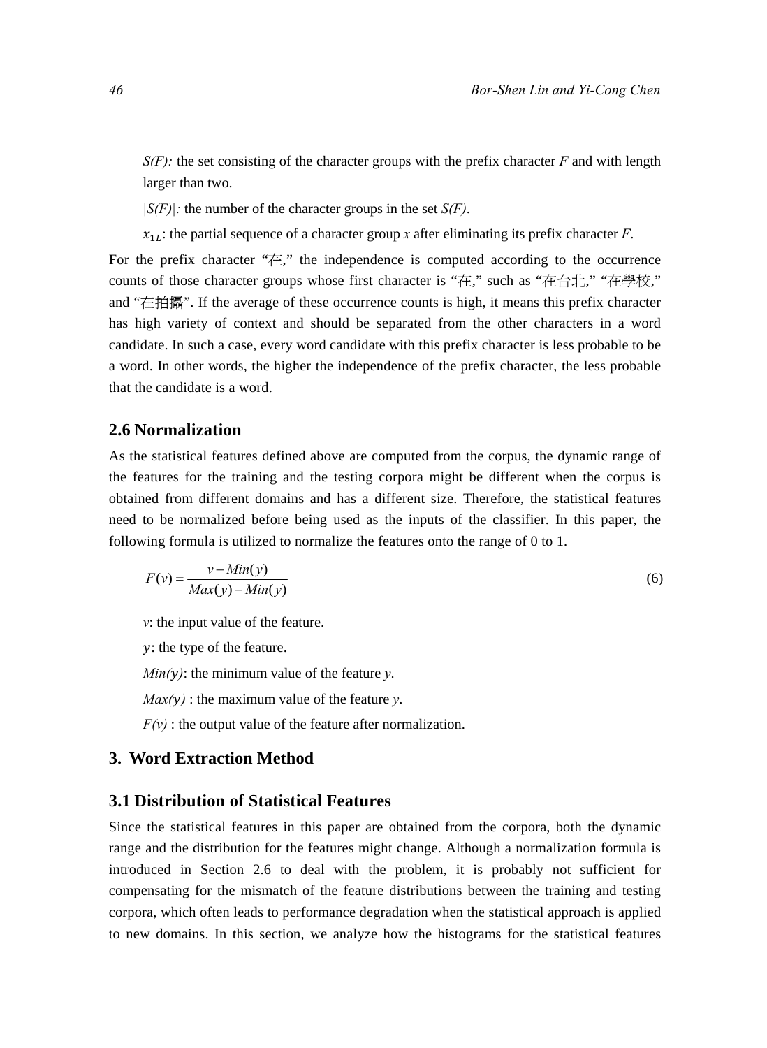*S(F):* the set consisting of the character groups with the prefix character *F* and with length larger than two.

*|S(F)|:* the number of the character groups in the set *S(F)*.

$x_{1L}$: the partial sequence of a character group *x* after eliminating its prefix character *F*.

For the prefix character "在," the independence is computed according to the occurrence counts of those character groups whose first character is "在," such as "在台北," "在學校," and "在拍攝". If the average of these occurrence counts is high, it means this prefix character has high variety of context and should be separated from the other characters in a word candidate. In such a case, every word candidate with this prefix character is less probable to be a word. In other words, the higher the independence of the prefix character, the less probable that the candidate is a word.

### 2.6 Normalization

As the statistical features defined above are computed from the corpus, the dynamic range of the features for the training and the testing corpora might be different when the corpus is obtained from different domains and has a different size. Therefore, the statistical features need to be normalized before being used as the inputs of the classifier. In this paper, the following formula is utilized to normalize the features onto the range of 0 to 1.

$$F(v) = \frac{v - Min(y)}{Max(y) - Min(y)} \tag{6}$$

*v*: the input value of the feature.

$y$: the type of the feature.

*Min(y)*: the minimum value of the feature *y*.

*Max(y)* : the maximum value of the feature *y*.

*F(v)* : the output value of the feature after normalization.

## 3. Word Extraction Method

### 3.1 Distribution of Statistical Features

Since the statistical features in this paper are obtained from the corpora, both the dynamic range and the distribution for the features might change. Although a normalization formula is introduced in Section 2.6 to deal with the problem, it is probably not sufficient for compensating for the mismatch of the feature distributions between the training and testing corpora, which often leads to performance degradation when the statistical approach is applied to new domains. In this section, we analyze how the histograms for the statistical features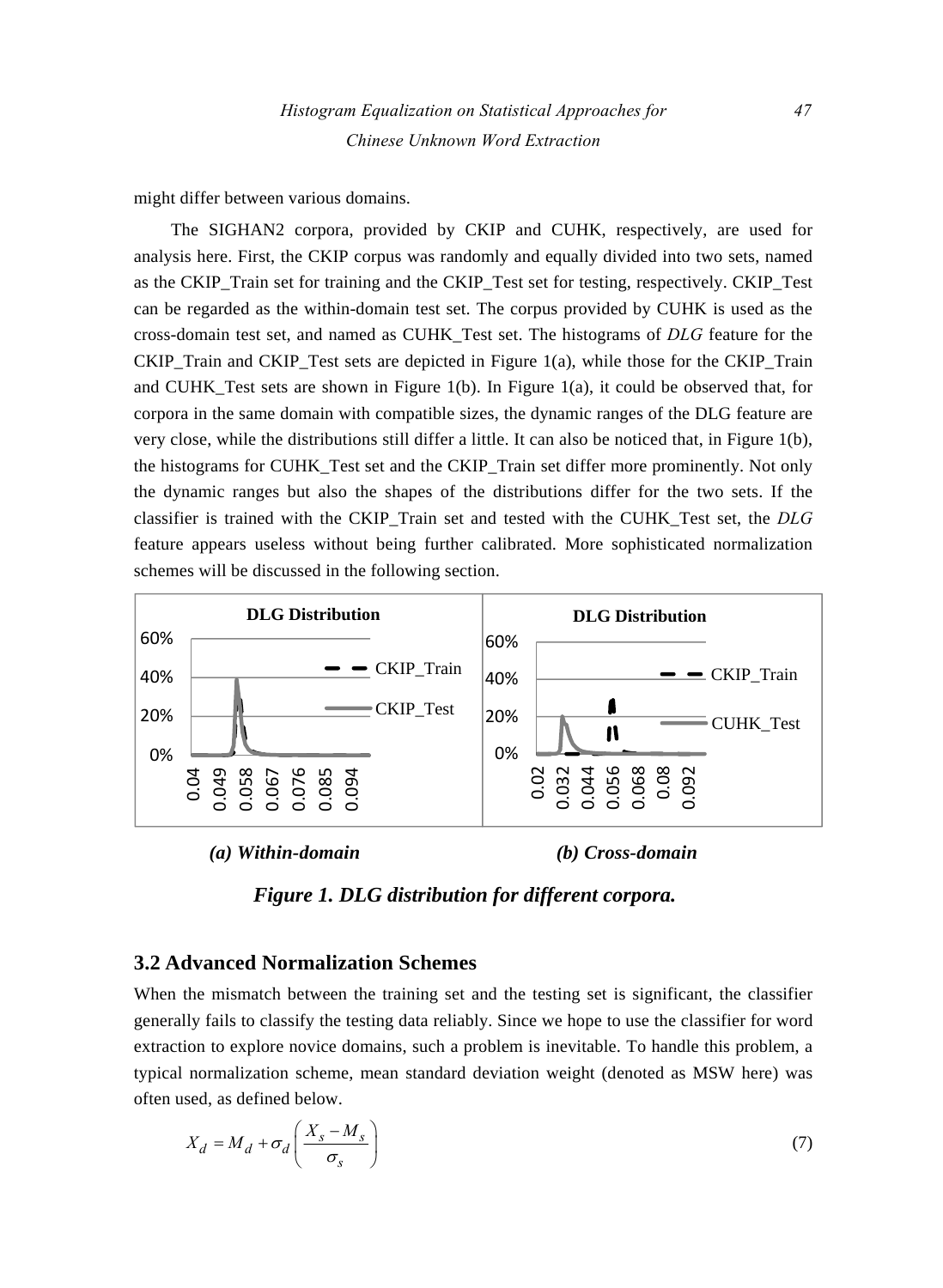might differ between various domains.

The SIGHAN2 corpora, provided by CKIP and CUHK, respectively, are used for analysis here. First, the CKIP corpus was randomly and equally divided into two sets, named as the CKIP_Train set for training and the CKIP_Test set for testing, respectively. CKIP_Test can be regarded as the within-domain test set. The corpus provided by CUHK is used as the cross-domain test set, and named as CUHK_Test set. The histograms of *DLG* feature for the CKIP_Train and CKIP_Test sets are depicted in Figure 1(a), while those for the CKIP_Train and CUHK_Test sets are shown in Figure 1(b). In Figure 1(a), it could be observed that, for corpora in the same domain with compatible sizes, the dynamic ranges of the DLG feature are very close, while the distributions still differ a little. It can also be noticed that, in Figure 1(b), the histograms for CUHK_Test set and the CKIP_Train set differ more prominently. Not only the dynamic ranges but also the shapes of the distributions differ for the two sets. If the classifier is trained with the CKIP_Train set and tested with the CUHK_Test set, the *DLG* feature appears useless without being further calibrated. More sophisticated normalization schemes will be discussed in the following section.

**(a) Within-domain** **(b) Cross-domain**

***Figure 1. DLG distribution for different corpora.***

## 3.2 Advanced Normalization Schemes

When the mismatch between the training set and the testing set is significant, the classifier generally fails to classify the testing data reliably. Since we hope to use the classifier for word extraction to explore novice domains, such a problem is inevitable. To handle this problem, a typical normalization scheme, mean standard deviation weight (denoted as MSW here) was often used, as defined below.

$$X_d = M_d + \sigma_d \left( \frac{X_s - M_s}{\sigma_s} \right) \tag{7}$$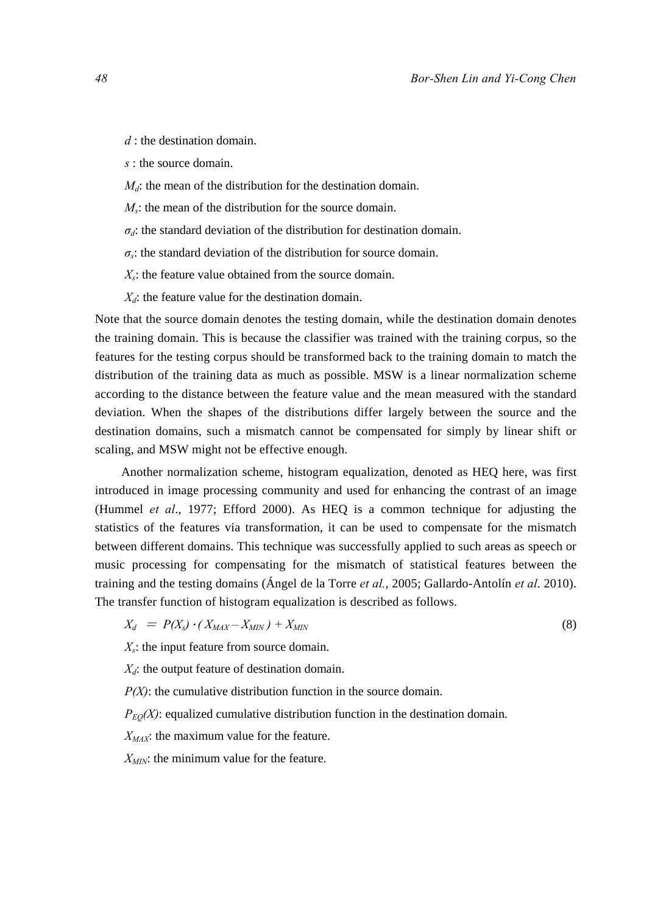$d$ : the destination domain.

$s$ : the source domain.

$M_d$: the mean of the distribution for the destination domain.

$M_s$: the mean of the distribution for the source domain.

$\sigma_d$: the standard deviation of the distribution for destination domain.

$\sigma_s$: the standard deviation of the distribution for source domain.

$X_s$: the feature value obtained from the source domain.

$X_d$: the feature value for the destination domain.

Note that the source domain denotes the testing domain, while the destination domain denotes the training domain. This is because the classifier was trained with the training corpus, so the features for the testing corpus should be transformed back to the training domain to match the distribution of the training data as much as possible. MSW is a linear normalization scheme according to the distance between the feature value and the mean measured with the standard deviation. When the shapes of the distributions differ largely between the source and the destination domains, such a mismatch cannot be compensated for simply by linear shift or scaling, and MSW might not be effective enough.

Another normalization scheme, histogram equalization, denoted as HEQ here, was first introduced in image processing community and used for enhancing the contrast of an image (Hummel *et al*., 1977; Efford 2000). As HEQ is a common technique for adjusting the statistics of the features via transformation, it can be used to compensate for the mismatch between different domains. This technique was successfully applied to such areas as speech or music processing for compensating for the mismatch of statistical features between the training and the testing domains (Ángel de la Torre *et al.*, 2005; Gallardo-Antolín *et al*. 2010). The transfer function of histogram equalization is described as follows.

$$X_d = P(X_s) \cdot (X_{MAX} - X_{MIN}) + X_{MIN} \tag{8}$$

$X_s$: the input feature from source domain.

$X_d$: the output feature of destination domain.

$P(X)$: the cumulative distribution function in the source domain.

$P_{EQ}(X)$: equalized cumulative distribution function in the destination domain.

$X_{MAX}$: the maximum value for the feature.

$X_{MIN}$: the minimum value for the feature.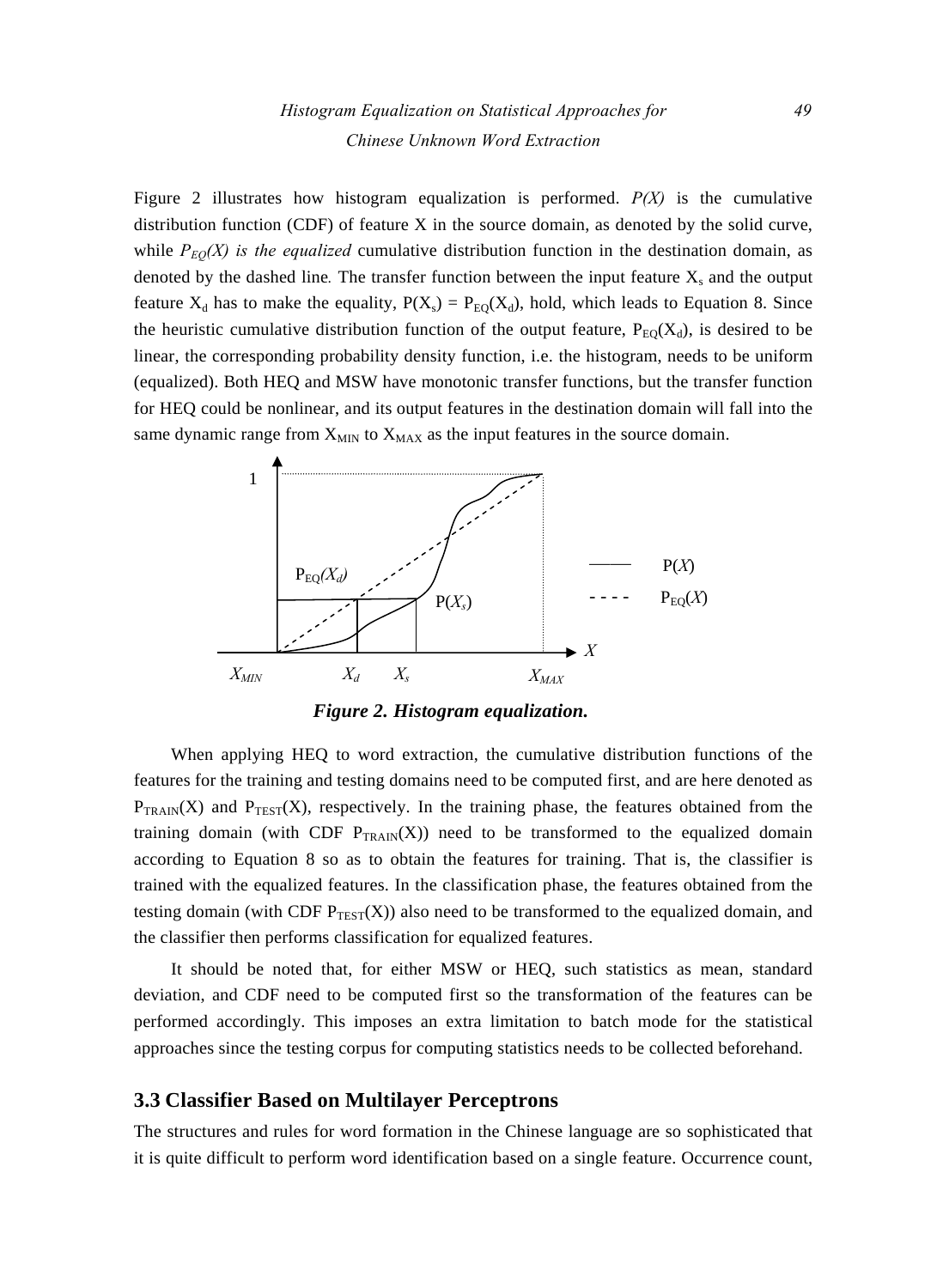Figure 2 illustrates how histogram equalization is performed. *P(X)* is the cumulative distribution function (CDF) of feature X in the source domain, as denoted by the solid curve, while $P_{EQ}(X)$ *is the equalized* cumulative distribution function in the destination domain, as denoted by the dashed line. The transfer function between the input feature $X_s$ and the output feature $X_d$ has to make the equality, $P(X_s) = P_{EQ}(X_d)$, hold, which leads to Equation 8. Since the heuristic cumulative distribution function of the output feature, $P_{EQ}(X_d)$, is desired to be linear, the corresponding probability density function, i.e. the histogram, needs to be uniform (equalized). Both HEQ and MSW have monotonic transfer functions, but the transfer function for HEQ could be nonlinear, and its output features in the destination domain will fall into the same dynamic range from $X_{MIN}$ to $X_{MAX}$ as the input features in the source domain.

***Figure 2. Histogram equalization.***

When applying HEQ to word extraction, the cumulative distribution functions of the features for the training and testing domains need to be computed first, and are here denoted as $P_{TRAIN}(X)$ and $P_{TEST}(X)$, respectively. In the training phase, the features obtained from the training domain (with CDF $P_{TRAIN}(X)$) need to be transformed to the equalized domain according to Equation 8 so as to obtain the features for training. That is, the classifier is trained with the equalized features. In the classification phase, the features obtained from the testing domain (with CDF $P_{TEST}(X)$) also need to be transformed to the equalized domain, and the classifier then performs classification for equalized features.

It should be noted that, for either MSW or HEQ, such statistics as mean, standard deviation, and CDF need to be computed first so the transformation of the features can be performed accordingly. This imposes an extra limitation to batch mode for the statistical approaches since the testing corpus for computing statistics needs to be collected beforehand.

## 3.3 Classifier Based on Multilayer Perceptrons

The structures and rules for word formation in the Chinese language are so sophisticated that it is quite difficult to perform word identification based on a single feature. Occurrence count,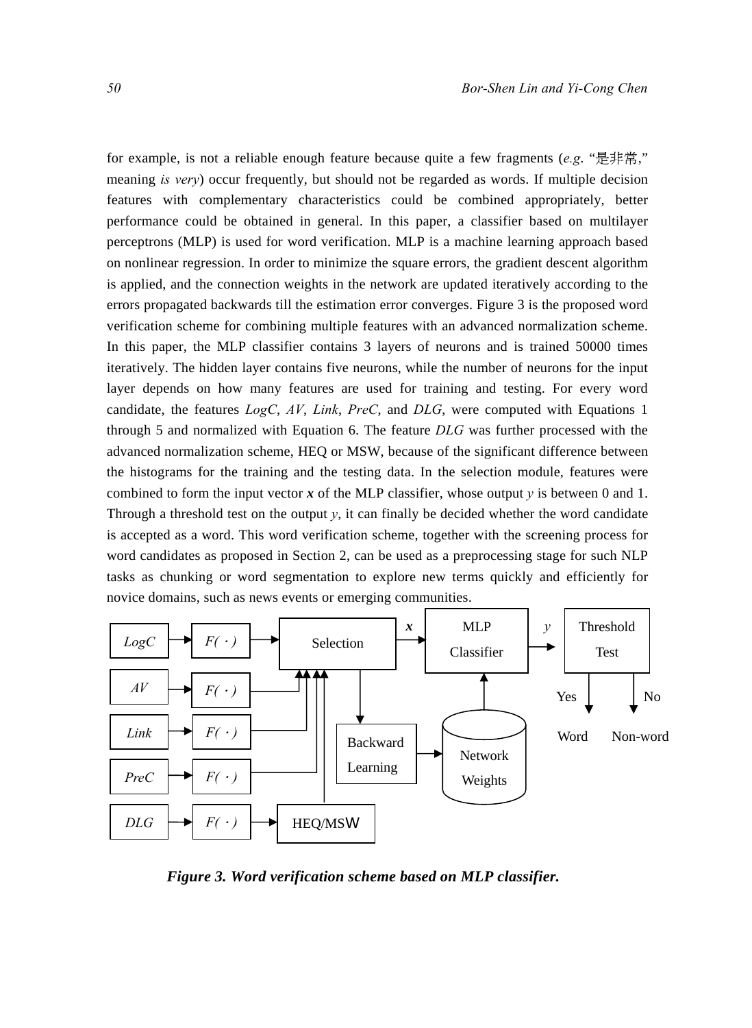for example, is not a reliable enough feature because quite a few fragments (*e.g.* "是非常," meaning *is very*) occur frequently, but should not be regarded as words. If multiple decision features with complementary characteristics could be combined appropriately, better performance could be obtained in general. In this paper, a classifier based on multilayer perceptrons (MLP) is used for word verification. MLP is a machine learning approach based on nonlinear regression. In order to minimize the square errors, the gradient descent algorithm is applied, and the connection weights in the network are updated iteratively according to the errors propagated backwards till the estimation error converges. Figure 3 is the proposed word verification scheme for combining multiple features with an advanced normalization scheme. In this paper, the MLP classifier contains 3 layers of neurons and is trained 50000 times iteratively. The hidden layer contains five neurons, while the number of neurons for the input layer depends on how many features are used for training and testing. For every word candidate, the features *LogC*, *AV*, *Link*, *PreC*, and *DLG*, were computed with Equations 1 through 5 and normalized with Equation 6. The feature *DLG* was further processed with the advanced normalization scheme, HEQ or MSW, because of the significant difference between the histograms for the training and the testing data. In the selection module, features were combined to form the input vector $\boldsymbol{x}$ of the MLP classifier, whose output $y$ is between 0 and 1. Through a threshold test on the output $y$, it can finally be decided whether the word candidate is accepted as a word. This word verification scheme, together with the screening process for word candidates as proposed in Section 2, can be used as a preprocessing stage for such NLP tasks as chunking or word segmentation to explore new terms quickly and efficiently for novice domains, such as news events or emerging communities.

***Figure 3. Word verification scheme based on MLP classifier.***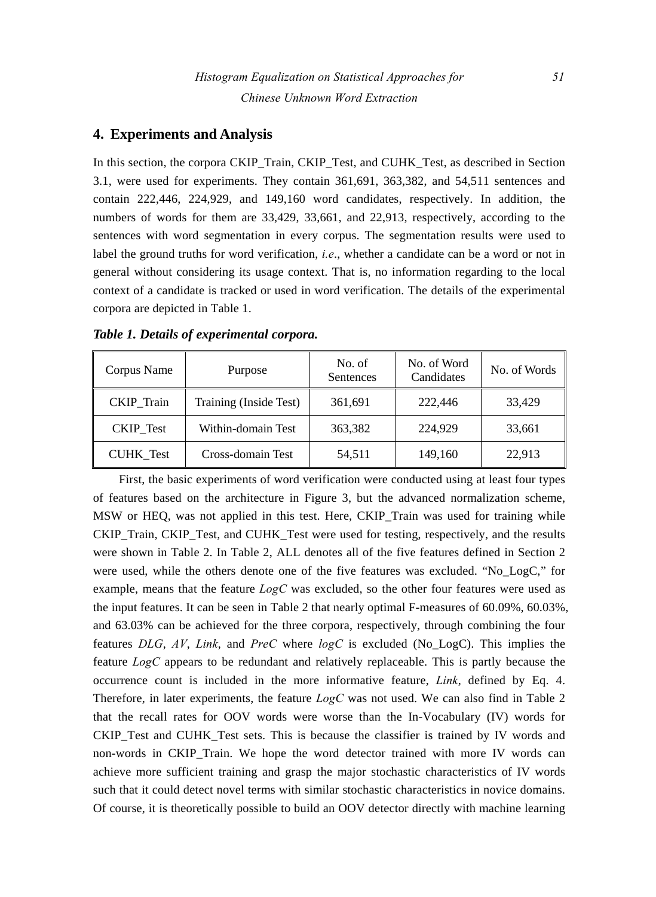## 4. Experiments and Analysis

In this section, the corpora CKIP_Train, CKIP_Test, and CUHK_Test, as described in Section 3.1, were used for experiments. They contain 361,691, 363,382, and 54,511 sentences and contain 222,446, 224,929, and 149,160 word candidates, respectively. In addition, the numbers of words for them are 33,429, 33,661, and 22,913, respectively, according to the sentences with word segmentation in every corpus. The segmentation results were used to label the ground truths for word verification, *i.e*., whether a candidate can be a word or not in general without considering its usage context. That is, no information regarding to the local context of a candidate is tracked or used in word verification. The details of the experimental corpora are depicted in Table 1.

***Table 1. Details of experimental corpora.***

| Corpus Name | Purpose | No. of Sentences | No. of Word Candidates | No. of Words |
|---|---|---|---|---|
| CKIP_Train | Training (Inside Test) | 361,691 | 222,446 | 33,429 |
| CKIP_Test | Within-domain Test | 363,382 | 224,929 | 33,661 |
| CUHK_Test | Cross-domain Test | 54,511 | 149,160 | 22,913 |

First, the basic experiments of word verification were conducted using at least four types of features based on the architecture in Figure 3, but the advanced normalization scheme, MSW or HEQ, was not applied in this test. Here, CKIP_Train was used for training while CKIP_Train, CKIP_Test, and CUHK_Test were used for testing, respectively, and the results were shown in Table 2. In Table 2, ALL denotes all of the five features defined in Section 2 were used, while the others denote one of the five features was excluded. "No_LogC," for example, means that the feature *LogC* was excluded, so the other four features were used as the input features. It can be seen in Table 2 that nearly optimal F-measures of 60.09%, 60.03%, and 63.03% can be achieved for the three corpora, respectively, through combining the four features *DLG*, *AV*, *Link*, and *PreC* where *logC* is excluded (No_LogC). This implies the feature *LogC* appears to be redundant and relatively replaceable. This is partly because the occurrence count is included in the more informative feature, *Link*, defined by Eq. 4. Therefore, in later experiments, the feature *LogC* was not used. We can also find in Table 2 that the recall rates for OOV words were worse than the In-Vocabulary (IV) words for CKIP_Test and CUHK_Test sets. This is because the classifier is trained by IV words and non-words in CKIP_Train. We hope the word detector trained with more IV words can achieve more sufficient training and grasp the major stochastic characteristics of IV words such that it could detect novel terms with similar stochastic characteristics in novice domains. Of course, it is theoretically possible to build an OOV detector directly with machine learning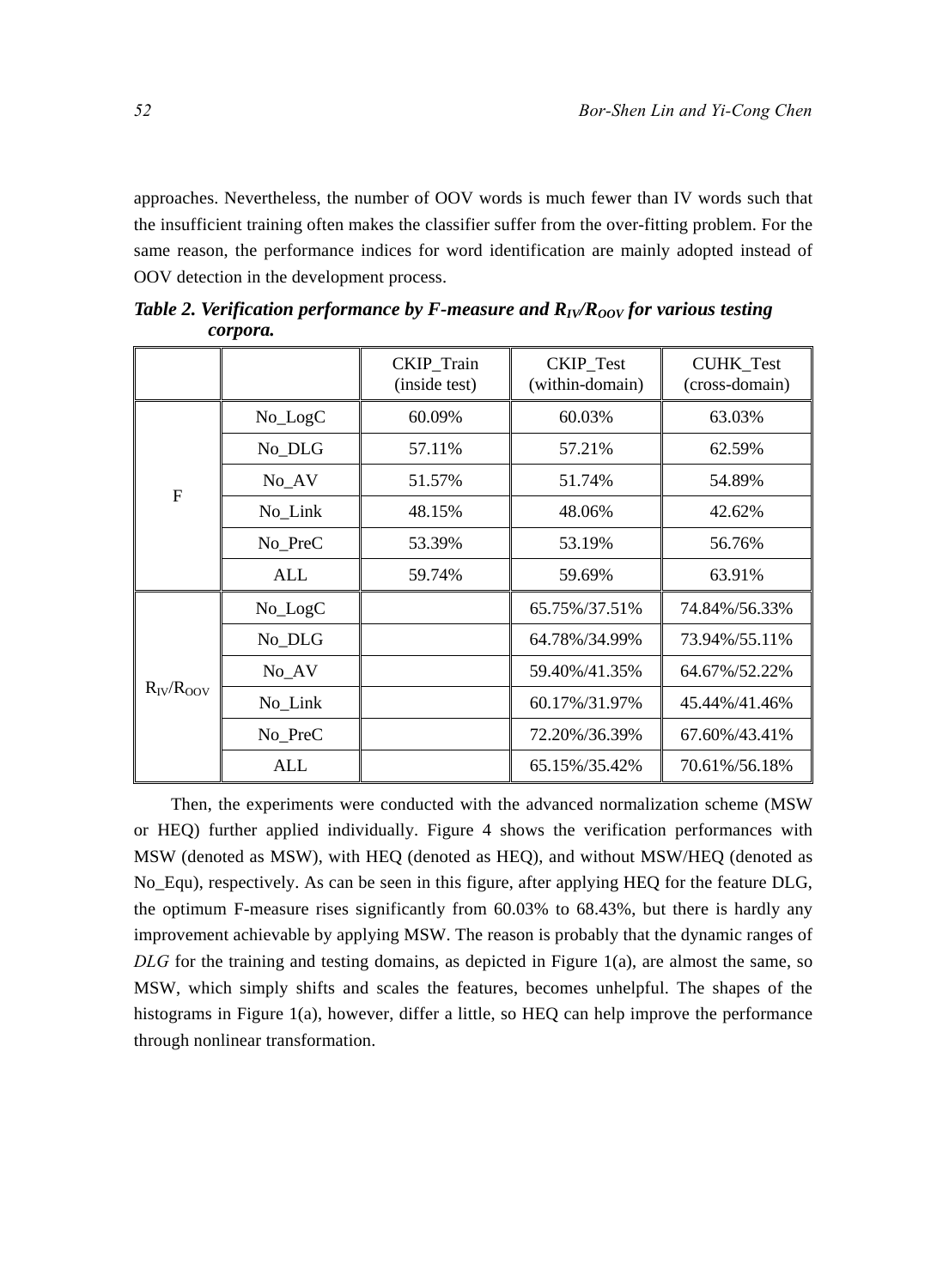approaches. Nevertheless, the number of OOV words is much fewer than IV words such that the insufficient training often makes the classifier suffer from the over-fitting problem. For the same reason, the performance indices for word identification are mainly adopted instead of OOV detection in the development process.

***Table 2. Verification performance by F-measure and $R_{IV}/R_{OOV}$ for various testing corpora.***

| | | CKIP_Train (inside test) | CKIP_Test (within-domain) | CUHK_Test (cross-domain) |
|---|---|---|---|---|
| F | No_LogC | 60.09% | 60.03% | 63.03% |
| | No_DLG | 57.11% | 57.21% | 62.59% |
| | No_AV | 51.57% | 51.74% | 54.89% |
| | No_Link | 48.15% | 48.06% | 42.62% |
| | No_PreC | 53.39% | 53.19% | 56.76% |
| | ALL | 59.74% | 59.69% | 63.91% |
| $R_{IV}/R_{OOV}$ | No_LogC | | 65.75%/37.51% | 74.84%/56.33% |
| | No_DLG | | 64.78%/34.99% | 73.94%/55.11% |
| | No_AV | | 59.40%/41.35% | 64.67%/52.22% |
| | No_Link | | 60.17%/31.97% | 45.44%/41.46% |
| | No_PreC | | 72.20%/36.39% | 67.60%/43.41% |
| | ALL | | 65.15%/35.42% | 70.61%/56.18% |

Then, the experiments were conducted with the advanced normalization scheme (MSW or HEQ) further applied individually. Figure 4 shows the verification performances with MSW (denoted as MSW), with HEQ (denoted as HEQ), and without MSW/HEQ (denoted as No_Equ), respectively. As can be seen in this figure, after applying HEQ for the feature DLG, the optimum F-measure rises significantly from 60.03% to 68.43%, but there is hardly any improvement achievable by applying MSW. The reason is probably that the dynamic ranges of *DLG* for the training and testing domains, as depicted in Figure 1(a), are almost the same, so MSW, which simply shifts and scales the features, becomes unhelpful. The shapes of the histograms in Figure 1(a), however, differ a little, so HEQ can help improve the performance through nonlinear transformation.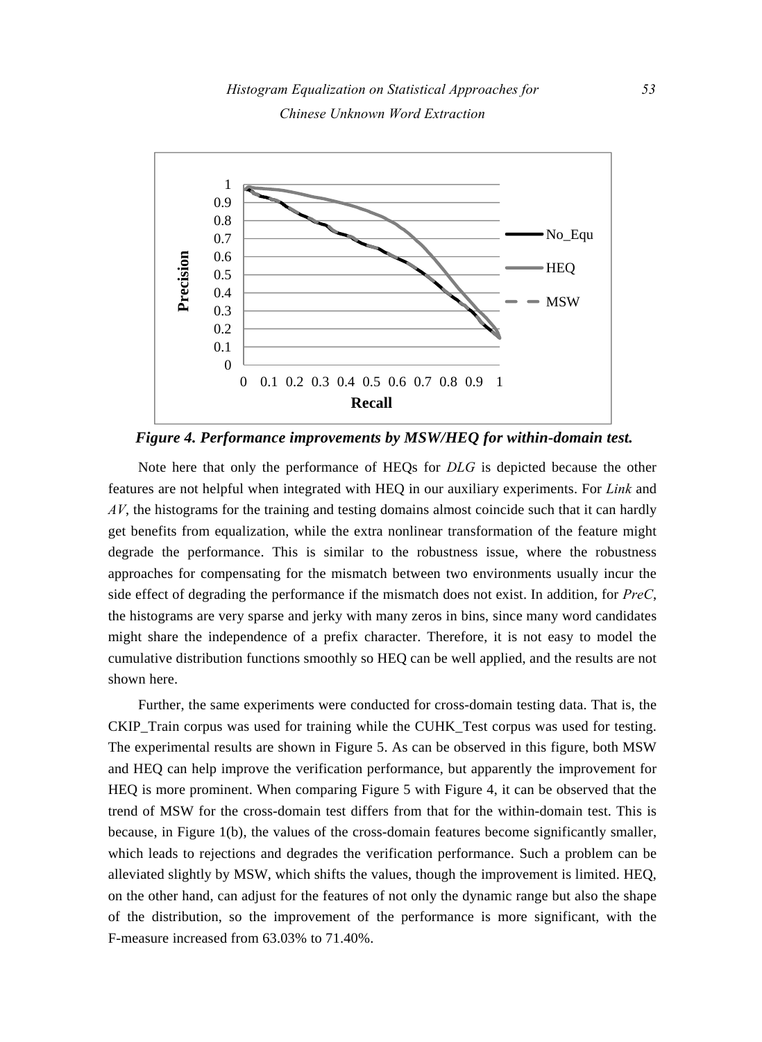*Figure 4. Performance improvements by MSW/HEQ for within-domain test.*

Note here that only the performance of HEQs for *DLG* is depicted because the other features are not helpful when integrated with HEQ in our auxiliary experiments. For *Link* and *AV*, the histograms for the training and testing domains almost coincide such that it can hardly get benefits from equalization, while the extra nonlinear transformation of the feature might degrade the performance. This is similar to the robustness issue, where the robustness approaches for compensating for the mismatch between two environments usually incur the side effect of degrading the performance if the mismatch does not exist. In addition, for *PreC*, the histograms are very sparse and jerky with many zeros in bins, since many word candidates might share the independence of a prefix character. Therefore, it is not easy to model the cumulative distribution functions smoothly so HEQ can be well applied, and the results are not shown here.

Further, the same experiments were conducted for cross-domain testing data. That is, the CKIP_Train corpus was used for training while the CUHK_Test corpus was used for testing. The experimental results are shown in Figure 5. As can be observed in this figure, both MSW and HEQ can help improve the verification performance, but apparently the improvement for HEQ is more prominent. When comparing Figure 5 with Figure 4, it can be observed that the trend of MSW for the cross-domain test differs from that for the within-domain test. This is because, in Figure 1(b), the values of the cross-domain features become significantly smaller, which leads to rejections and degrades the verification performance. Such a problem can be alleviated slightly by MSW, which shifts the values, though the improvement is limited. HEQ, on the other hand, can adjust for the features of not only the dynamic range but also the shape of the distribution, so the improvement of the performance is more significant, with the F-measure increased from 63.03% to 71.40%.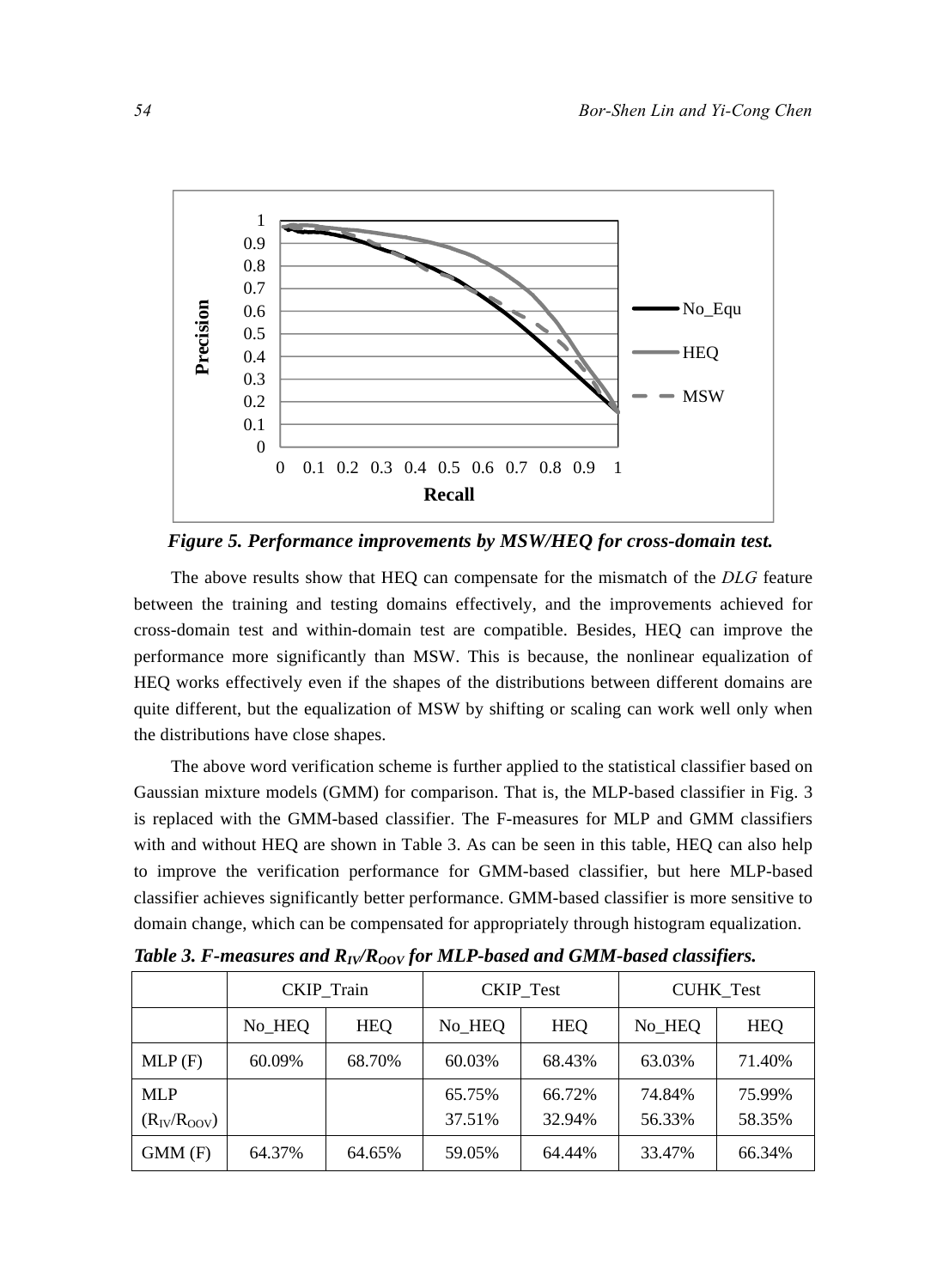*Figure 5. Performance improvements by MSW/HEQ for cross-domain test.*

The above results show that HEQ can compensate for the mismatch of the *DLG* feature between the training and testing domains effectively, and the improvements achieved for cross-domain test and within-domain test are compatible. Besides, HEQ can improve the performance more significantly than MSW. This is because, the nonlinear equalization of HEQ works effectively even if the shapes of the distributions between different domains are quite different, but the equalization of MSW by shifting or scaling can work well only when the distributions have close shapes.

The above word verification scheme is further applied to the statistical classifier based on Gaussian mixture models (GMM) for comparison. That is, the MLP-based classifier in Fig. 3 is replaced with the GMM-based classifier. The F-measures for MLP and GMM classifiers with and without HEQ are shown in Table 3. As can be seen in this table, HEQ can also help to improve the verification performance for GMM-based classifier, but here MLP-based classifier achieves significantly better performance. GMM-based classifier is more sensitive to domain change, which can be compensated for appropriately through histogram equalization.

***Table 3. F-measures and $R_{IV}/R_{OOV}$ for MLP-based and GMM-based classifiers.***

| | CKIP_Train | | CKIP_Test | | CUHK_Test | |
|---|---|---|---|---|---|---|
| | No_HEQ | HEQ | No_HEQ | HEQ | No_HEQ | HEQ |
| MLP (F) | 60.09% | 68.70% | 60.03% | 68.43% | 63.03% | 71.40% |
| MLP ($R_{IV}/R_{OOV}$) | | | 65.75% 37.51% | 66.72% 32.94% | 74.84% 56.33% | 75.99% 58.35% |
| GMM (F) | 64.37% | 64.65% | 59.05% | 64.44% | 33.47% | 66.34% |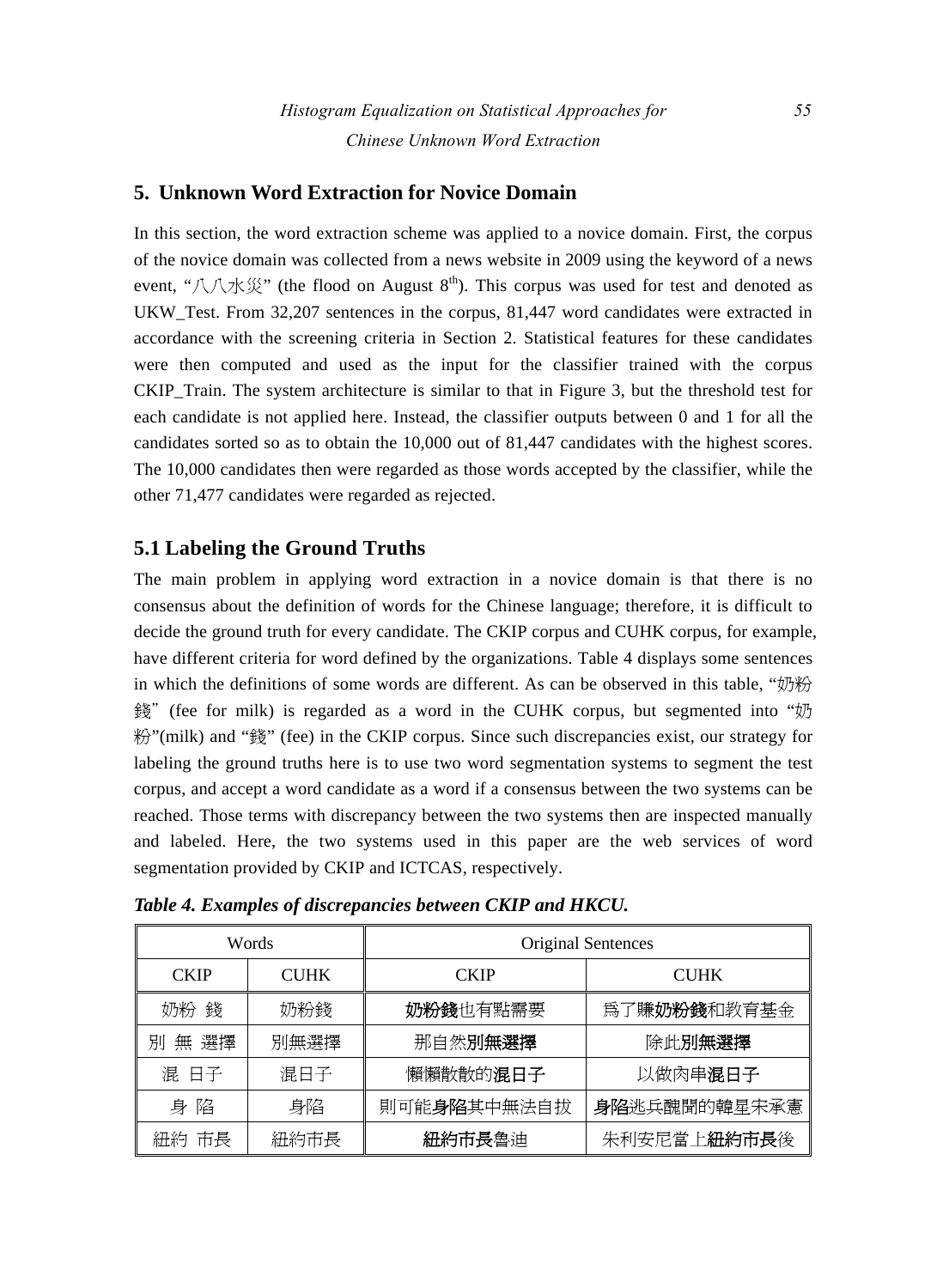## 5. Unknown Word Extraction for Novice Domain

In this section, the word extraction scheme was applied to a novice domain. First, the corpus of the novice domain was collected from a news website in 2009 using the keyword of a news event, "八八水災" (the flood on August 8th). This corpus was used for test and denoted as UKW_Test. From 32,207 sentences in the corpus, 81,447 word candidates were extracted in accordance with the screening criteria in Section 2. Statistical features for these candidates were then computed and used as the input for the classifier trained with the corpus CKIP_Train. The system architecture is similar to that in Figure 3, but the threshold test for each candidate is not applied here. Instead, the classifier outputs between 0 and 1 for all the candidates sorted so as to obtain the 10,000 out of 81,447 candidates with the highest scores. The 10,000 candidates then were regarded as those words accepted by the classifier, while the other 71,477 candidates were regarded as rejected.

### 5.1 Labeling the Ground Truths

The main problem in applying word extraction in a novice domain is that there is no consensus about the definition of words for the Chinese language; therefore, it is difficult to decide the ground truth for every candidate. The CKIP corpus and CUHK corpus, for example, have different criteria for word defined by the organizations. Table 4 displays some sentences in which the definitions of some words are different. As can be observed in this table, "奶粉錢" (fee for milk) is regarded as a word in the CUHK corpus, but segmented into "奶粉"(milk) and "錢" (fee) in the CKIP corpus. Since such discrepancies exist, our strategy for labeling the ground truths here is to use two word segmentation systems to segment the test corpus, and accept a word candidate as a word if a consensus between the two systems can be reached. Those terms with discrepancy between the two systems then are inspected manually and labeled. Here, the two systems used in this paper are the web services of word segmentation provided by CKIP and ICTCAS, respectively.

***Table 4. Examples of discrepancies between CKIP and HKCU.***

| Words | | Original Sentences | |
|---|---|---|---|
| CKIP | CUHK | CKIP | CUHK |
| 奶粉 錢 | 奶粉錢 | **奶粉錢**也有點需要 | 爲了賺**奶粉錢**和教育基金 |
| 別 無 選擇 | 別無選擇 | 那自然**別無選擇** | 除此**別無選擇** |
| 混 日子 | 混日子 | 懶懶散散的**混日子** | 以做肉串**混日子** |
| 身 陷 | 身陷 | 則可能**身陷**其中無法自拔 | **身陷**逃兵醜聞的韓星宋承憲 |
| 紐約 市長 | 紐約市長 | **紐約市長**魯迪 | 朱利安尼當上**紐約市長**後 |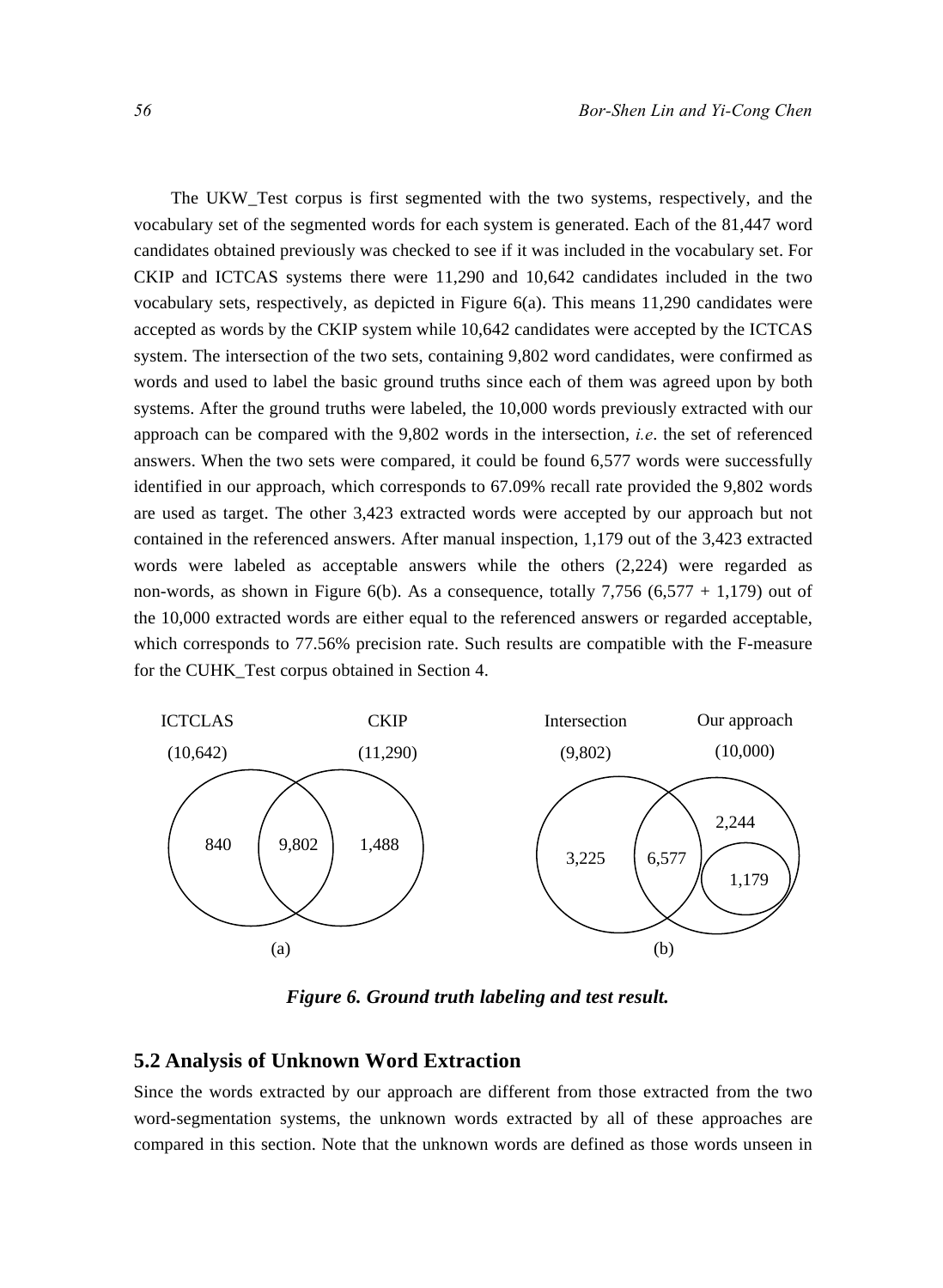The UKW_Test corpus is first segmented with the two systems, respectively, and the vocabulary set of the segmented words for each system is generated. Each of the 81,447 word candidates obtained previously was checked to see if it was included in the vocabulary set. For CKIP and ICTCAS systems there were 11,290 and 10,642 candidates included in the two vocabulary sets, respectively, as depicted in Figure 6(a). This means 11,290 candidates were accepted as words by the CKIP system while 10,642 candidates were accepted by the ICTCAS system. The intersection of the two sets, containing 9,802 word candidates, were confirmed as words and used to label the basic ground truths since each of them was agreed upon by both systems. After the ground truths were labeled, the 10,000 words previously extracted with our approach can be compared with the 9,802 words in the intersection, *i.e*. the set of referenced answers. When the two sets were compared, it could be found 6,577 words were successfully identified in our approach, which corresponds to 67.09% recall rate provided the 9,802 words are used as target. The other 3,423 extracted words were accepted by our approach but not contained in the referenced answers. After manual inspection, 1,179 out of the 3,423 extracted words were labeled as acceptable answers while the others (2,224) were regarded as non-words, as shown in Figure 6(b). As a consequence, totally 7,756 (6,577 + 1,179) out of the 10,000 extracted words are either equal to the referenced answers or regarded acceptable, which corresponds to 77.56% precision rate. Such results are compatible with the F-measure for the CUHK_Test corpus obtained in Section 4.

ICTCLAS (10,642) — CKIP (11,290): 840 | 9,802 | 1,488 (a)

Intersection (9,802) — Our approach (10,000): 3,225 | 6,577 | 2,244 | 1,179 (b)

***Figure 6. Ground truth labeling and test result.***

## 5.2 Analysis of Unknown Word Extraction

Since the words extracted by our approach are different from those extracted from the two word-segmentation systems, the unknown words extracted by all of these approaches are compared in this section. Note that the unknown words are defined as those words unseen in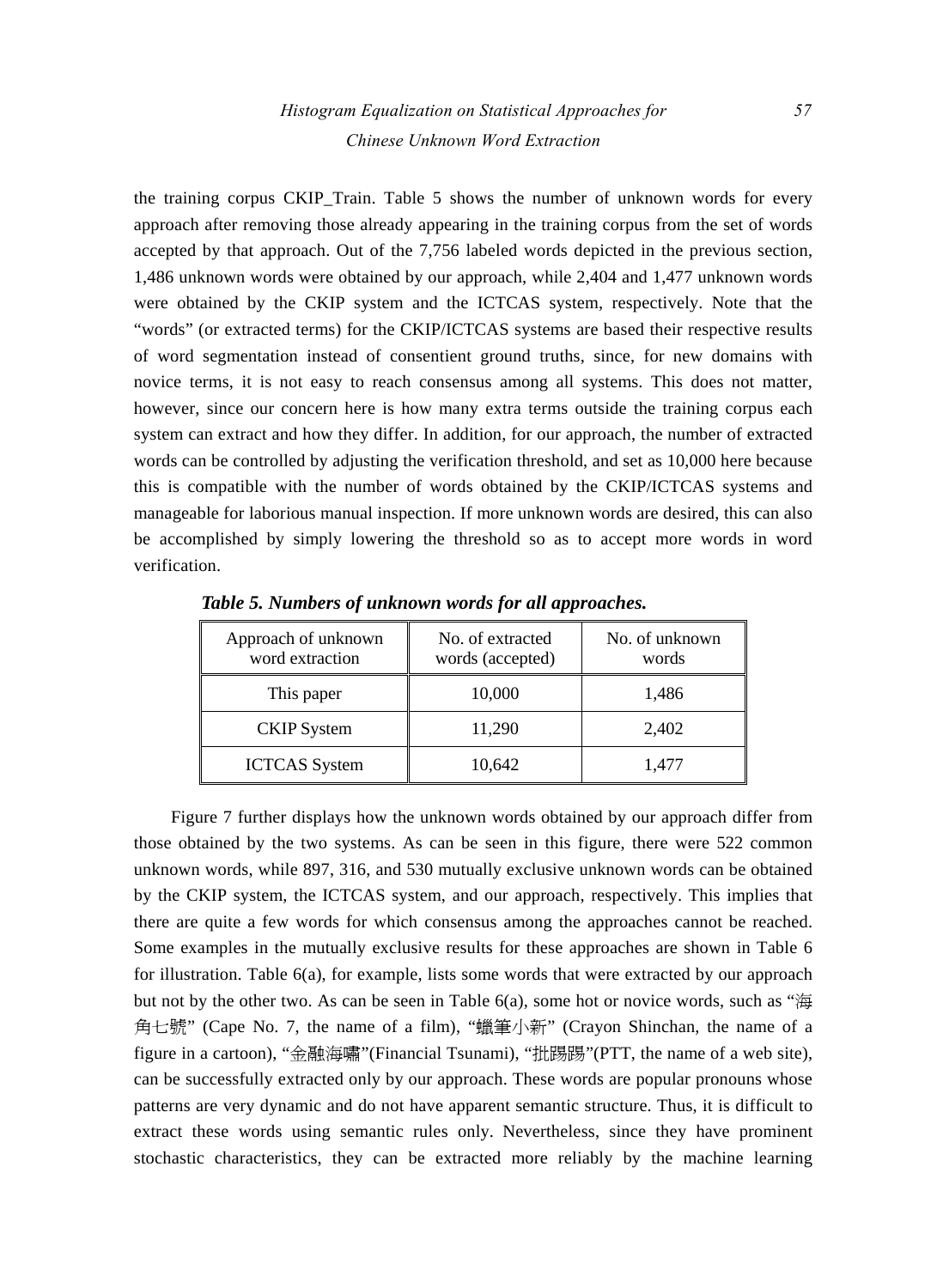the training corpus CKIP_Train. Table 5 shows the number of unknown words for every approach after removing those already appearing in the training corpus from the set of words accepted by that approach. Out of the 7,756 labeled words depicted in the previous section, 1,486 unknown words were obtained by our approach, while 2,404 and 1,477 unknown words were obtained by the CKIP system and the ICTCAS system, respectively. Note that the "words" (or extracted terms) for the CKIP/ICTCAS systems are based their respective results of word segmentation instead of consentient ground truths, since, for new domains with novice terms, it is not easy to reach consensus among all systems. This does not matter, however, since our concern here is how many extra terms outside the training corpus each system can extract and how they differ. In addition, for our approach, the number of extracted words can be controlled by adjusting the verification threshold, and set as 10,000 here because this is compatible with the number of words obtained by the CKIP/ICTCAS systems and manageable for laborious manual inspection. If more unknown words are desired, this can also be accomplished by simply lowering the threshold so as to accept more words in word verification.

***Table 5. Numbers of unknown words for all approaches.***

| Approach of unknown word extraction | No. of extracted words (accepted) | No. of unknown words |
|---|---|---|
| This paper | 10,000 | 1,486 |
| CKIP System | 11,290 | 2,402 |
| ICTCAS System | 10,642 | 1,477 |

Figure 7 further displays how the unknown words obtained by our approach differ from those obtained by the two systems. As can be seen in this figure, there were 522 common unknown words, while 897, 316, and 530 mutually exclusive unknown words can be obtained by the CKIP system, the ICTCAS system, and our approach, respectively. This implies that there are quite a few words for which consensus among the approaches cannot be reached. Some examples in the mutually exclusive results for these approaches are shown in Table 6 for illustration. Table 6(a), for example, lists some words that were extracted by our approach but not by the other two. As can be seen in Table 6(a), some hot or novice words, such as "海角七號" (Cape No. 7, the name of a film), "蠟筆小新" (Crayon Shinchan, the name of a figure in a cartoon), "金融海嘯"(Financial Tsunami), "批踢踢"(PTT, the name of a web site), can be successfully extracted only by our approach. These words are popular pronouns whose patterns are very dynamic and do not have apparent semantic structure. Thus, it is difficult to extract these words using semantic rules only. Nevertheless, since they have prominent stochastic characteristics, they can be extracted more reliably by the machine learning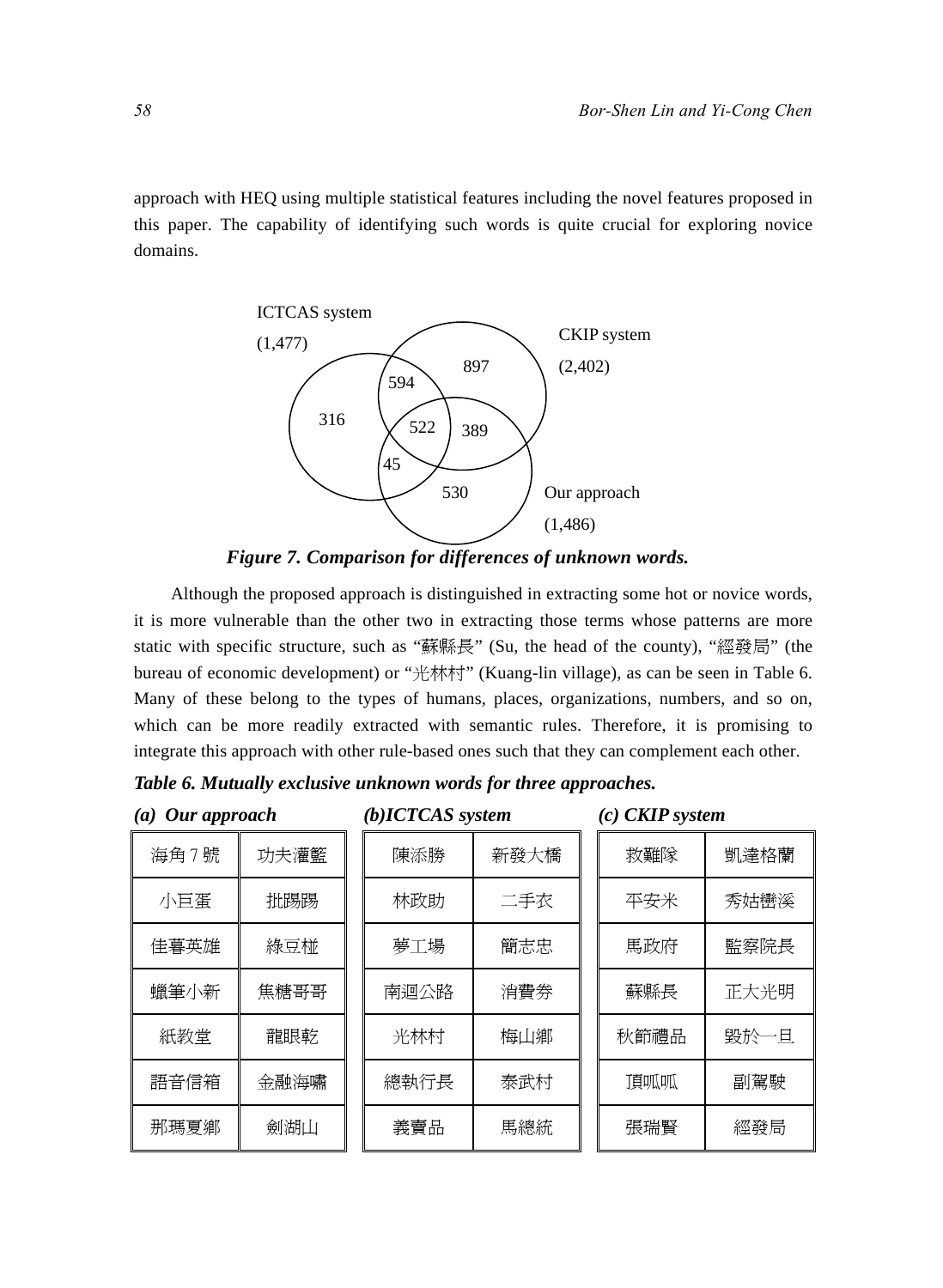approach with HEQ using multiple statistical features including the novel features proposed in this paper. The capability of identifying such words is quite crucial for exploring novice domains.

ICTCAS system (1,477)

CKIP system (2,402)

Our approach (1,486)

316 594 897 522 389 45 530

*Figure 7. Comparison for differences of unknown words.*

Although the proposed approach is distinguished in extracting some hot or novice words, it is more vulnerable than the other two in extracting those terms whose patterns are more static with specific structure, such as "蘇縣長" (Su, the head of the county), "經發局" (the bureau of economic development) or "光林村" (Kuang-lin village), as can be seen in Table 6. Many of these belong to the types of humans, places, organizations, numbers, and so on, which can be more readily extracted with semantic rules. Therefore, it is promising to integrate this approach with other rule-based ones such that they can complement each other.

***Table 6. Mutually exclusive unknown words for three approaches.***

***(a) Our approach***

| | |
|---|---|
| 海角 7 號 | 功夫灌籃 |
| 小巨蛋 | 批踢踢 |
| 佳暮英雄 | 綠豆椪 |
| 蠟筆小新 | 焦糖哥哥 |
| 紙教堂 | 龍眼乾 |
| 語音信箱 | 金融海嘯 |
| 那瑪夏鄉 | 劍湖山 |

***(b)ICTCAS system***

| | |
|---|---|
| 陳添勝 | 新發大橋 |
| 林政助 | 二手衣 |
| 蔘工場 | 簡志忠 |
| 南迴公路 | 消費券 |
| 光林村 | 梅山鄉 |
| 總執行長 | 泰武村 |
| 義賣品 | 馬總統 |

***(c) CKIP system***

| | |
|---|---|
| 救難隊 | 凱達格蘭 |
| 平安米 | 秀姑巒溪 |
| 馬政府 | 監察院長 |
| 蘇縣長 | 正大光明 |
| 秋節禮品 | 毀於一旦 |
| 頂呱呱 | 副駕駛 |
| 張瑞賢 | 經發局 |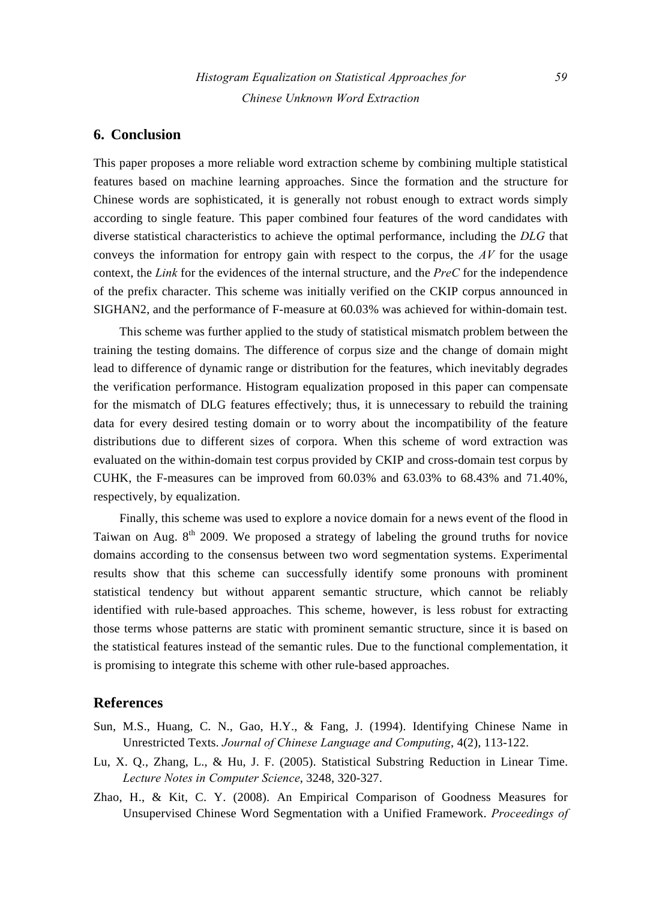## 6. Conclusion

This paper proposes a more reliable word extraction scheme by combining multiple statistical features based on machine learning approaches. Since the formation and the structure for Chinese words are sophisticated, it is generally not robust enough to extract words simply according to single feature. This paper combined four features of the word candidates with diverse statistical characteristics to achieve the optimal performance, including the *DLG* that conveys the information for entropy gain with respect to the corpus, the *AV* for the usage context, the *Link* for the evidences of the internal structure, and the *PreC* for the independence of the prefix character. This scheme was initially verified on the CKIP corpus announced in SIGHAN2, and the performance of F-measure at 60.03% was achieved for within-domain test.

This scheme was further applied to the study of statistical mismatch problem between the training the testing domains. The difference of corpus size and the change of domain might lead to difference of dynamic range or distribution for the features, which inevitably degrades the verification performance. Histogram equalization proposed in this paper can compensate for the mismatch of DLG features effectively; thus, it is unnecessary to rebuild the training data for every desired testing domain or to worry about the incompatibility of the feature distributions due to different sizes of corpora. When this scheme of word extraction was evaluated on the within-domain test corpus provided by CKIP and cross-domain test corpus by CUHK, the F-measures can be improved from 60.03% and 63.03% to 68.43% and 71.40%, respectively, by equalization.

Finally, this scheme was used to explore a novice domain for a news event of the flood in Taiwan on Aug. 8th 2009. We proposed a strategy of labeling the ground truths for novice domains according to the consensus between two word segmentation systems. Experimental results show that this scheme can successfully identify some pronouns with prominent statistical tendency but without apparent semantic structure, which cannot be reliably identified with rule-based approaches. This scheme, however, is less robust for extracting those terms whose patterns are static with prominent semantic structure, since it is based on the statistical features instead of the semantic rules. Due to the functional complementation, it is promising to integrate this scheme with other rule-based approaches.

## References

Sun, M.S., Huang, C. N., Gao, H.Y., & Fang, J. (1994). Identifying Chinese Name in Unrestricted Texts. *Journal of Chinese Language and Computing*, 4(2), 113-122.

Lu, X. Q., Zhang, L., & Hu, J. F. (2005). Statistical Substring Reduction in Linear Time. *Lecture Notes in Computer Science*, 3248, 320-327.

Zhao, H., & Kit, C. Y. (2008). An Empirical Comparison of Goodness Measures for Unsupervised Chinese Word Segmentation with a Unified Framework. *Proceedings of*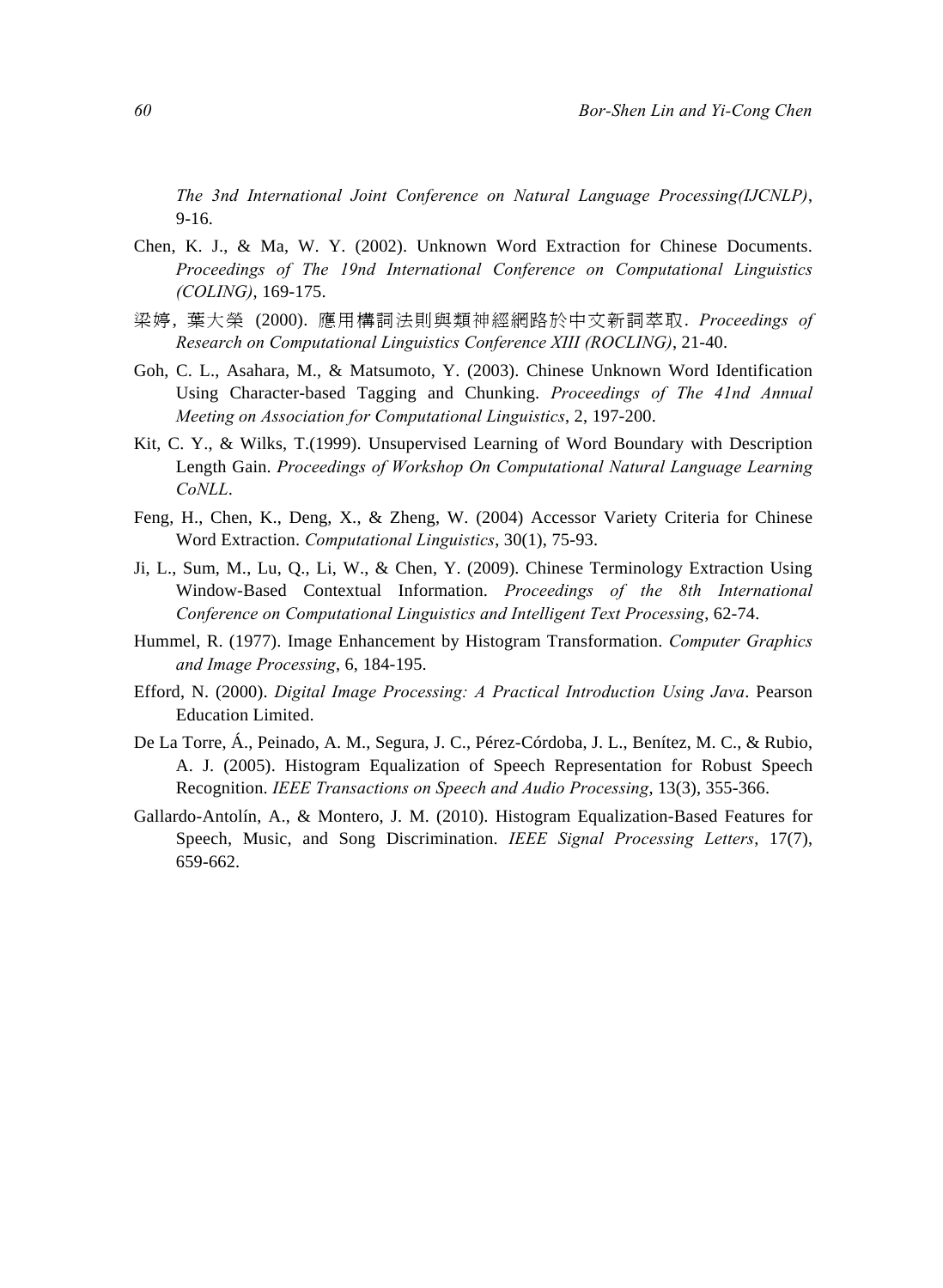*The 3nd International Joint Conference on Natural Language Processing(IJCNLP)*, 9-16.

Chen, K. J., & Ma, W. Y. (2002). Unknown Word Extraction for Chinese Documents. *Proceedings of The 19nd International Conference on Computational Linguistics (COLING)*, 169-175.

梁婷, 葉大榮 (2000). 應用構詞法則與類神經網路於中文新詞萃取. *Proceedings of Research on Computational Linguistics Conference XIII (ROCLING)*, 21-40.

Goh, C. L., Asahara, M., & Matsumoto, Y. (2003). Chinese Unknown Word Identification Using Character-based Tagging and Chunking. *Proceedings of The 41nd Annual Meeting on Association for Computational Linguistics*, 2, 197-200.

Kit, C. Y., & Wilks, T.(1999). Unsupervised Learning of Word Boundary with Description Length Gain. *Proceedings of Workshop On Computational Natural Language Learning CoNLL*.

Feng, H., Chen, K., Deng, X., & Zheng, W. (2004) Accessor Variety Criteria for Chinese Word Extraction. *Computational Linguistics*, 30(1), 75-93.

Ji, L., Sum, M., Lu, Q., Li, W., & Chen, Y. (2009). Chinese Terminology Extraction Using Window-Based Contextual Information. *Proceedings of the 8th International Conference on Computational Linguistics and Intelligent Text Processing*, 62-74.

Hummel, R. (1977). Image Enhancement by Histogram Transformation. *Computer Graphics and Image Processing*, 6, 184-195.

Efford, N. (2000). *Digital Image Processing: A Practical Introduction Using Java*. Pearson Education Limited.

De La Torre, Á., Peinado, A. M., Segura, J. C., Pérez-Córdoba, J. L., Benítez, M. C., & Rubio, A. J. (2005). Histogram Equalization of Speech Representation for Robust Speech Recognition. *IEEE Transactions on Speech and Audio Processing*, 13(3), 355-366.

Gallardo-Antolín, A., & Montero, J. M. (2010). Histogram Equalization-Based Features for Speech, Music, and Song Discrimination. *IEEE Signal Processing Letters*, 17(7), 659-662.